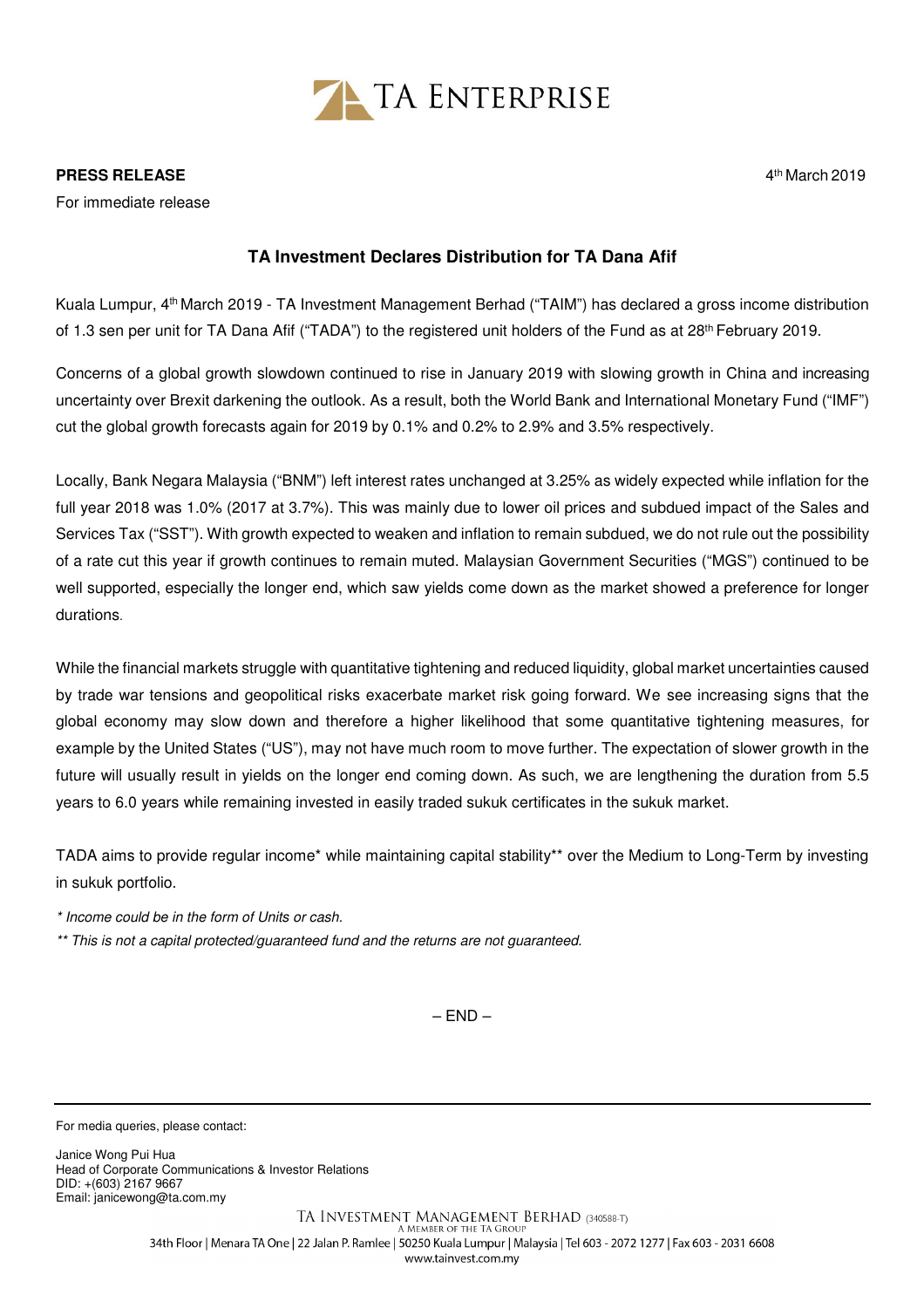TA ENTERPRISE

**PRESS RELEASE**

For immediate release

4th March 2019

## TA Investment Declares Distribution for TA Dana Afif

Kuala Lumpur, 4th March 2019 - TA Investment Management Berhad ("TAIM") has declared a gross income distribution of 1.3 sen per unit for TA Dana Afif ("TADA") to the registered unit holders of the Fund as at 28th February 2019.

Concerns of a global growth slowdown continued to rise in January 2019 with slowing growth in China and increasing uncertainty over Brexit darkening the outlook. As a result, both the World Bank and International Monetary Fund ("IMF") cut the global growth forecasts again for 2019 by 0.1% and 0.2% to 2.9% and 3.5% respectively.

Locally, Bank Negara Malaysia ("BNM") left interest rates unchanged at 3.25% as widely expected while inflation for the full year 2018 was 1.0% (2017 at 3.7%). This was mainly due to lower oil prices and subdued impact of the Sales and Services Tax ("SST"). With growth expected to weaken and inflation to remain subdued, we do not rule out the possibility of a rate cut this year if growth continues to remain muted. Malaysian Government Securities ("MGS") continued to be well supported, especially the longer end, which saw yields come down as the market showed a preference for longer durations.

While the financial markets struggle with quantitative tightening and reduced liquidity, global market uncertainties caused by trade war tensions and geopolitical risks exacerbate market risk going forward. We see increasing signs that the global economy may slow down and therefore a higher likelihood that some quantitative tightening measures, for example by the United States ("US"), may not have much room to move further. The expectation of slower growth in the future will usually result in yields on the longer end coming down. As such, we are lengthening the duration from 5.5 years to 6.0 years while remaining invested in easily traded sukuk certificates in the sukuk market.

TADA aims to provide regular income* while maintaining capital stability** over the Medium to Long-Term by investing in sukuk portfolio.

*\* Income could be in the form of Units or cash.*

*\*\* This is not a capital protected/guaranteed fund and the returns are not guaranteed.*

– END –

---

For media queries, please contact:

Janice Wong Pui Hua
Head of Corporate Communications & Investor Relations
DID: +(603) 2167 9667
Email: janicewong@ta.com.my

TA INVESTMENT MANAGEMENT BERHAD (340588-T)
A MEMBER OF THE TA GROUP
34th Floor | Menara TA One | 22 Jalan P. Ramlee | 50250 Kuala Lumpur | Malaysia | Tel 603 - 2072 1277 | Fax 603 - 2031 6608
www.tainvest.com.my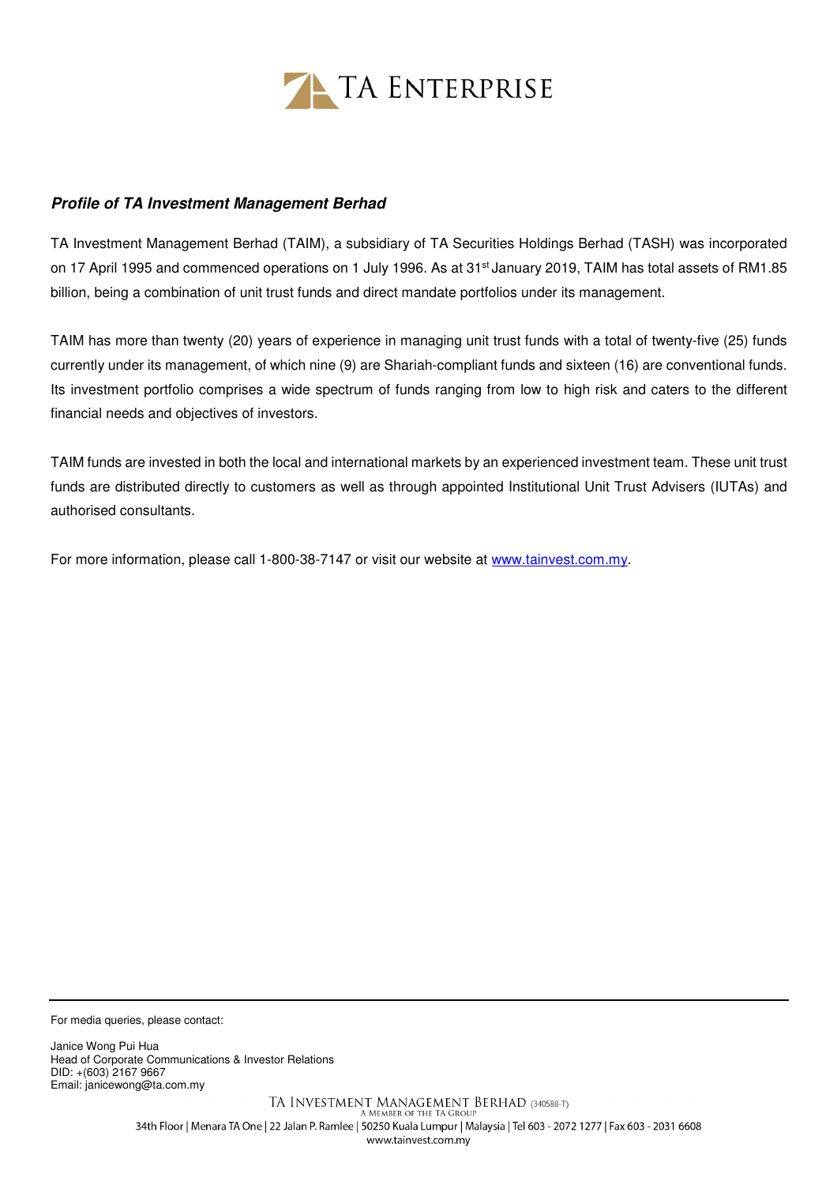### *Profile of TA Investment Management Berhad*

TA Investment Management Berhad (TAIM), a subsidiary of TA Securities Holdings Berhad (TASH) was incorporated on 17 April 1995 and commenced operations on 1 July 1996. As at 31st January 2019, TAIM has total assets of RM1.85 billion, being a combination of unit trust funds and direct mandate portfolios under its management.

TAIM has more than twenty (20) years of experience in managing unit trust funds with a total of twenty-five (25) funds currently under its management, of which nine (9) are Shariah-compliant funds and sixteen (16) are conventional funds. Its investment portfolio comprises a wide spectrum of funds ranging from low to high risk and caters to the different financial needs and objectives of investors.

TAIM funds are invested in both the local and international markets by an experienced investment team. These unit trust funds are distributed directly to customers as well as through appointed Institutional Unit Trust Advisers (IUTAs) and authorised consultants.

For more information, please call 1-800-38-7147 or visit our website at www.tainvest.com.my.

---

For media queries, please contact:

Janice Wong Pui Hua
Head of Corporate Communications & Investor Relations
DID: +(603) 2167 9667
Email: janicewong@ta.com.my

TA INVESTMENT MANAGEMENT BERHAD (340588-T)
A MEMBER OF THE TA GROUP
34th Floor | Menara TA One | 22 Jalan P. Ramlee | 50250 Kuala Lumpur | Malaysia | Tel 603 - 2072 1277 | Fax 603 - 2031 6608
www.tainvest.com.my